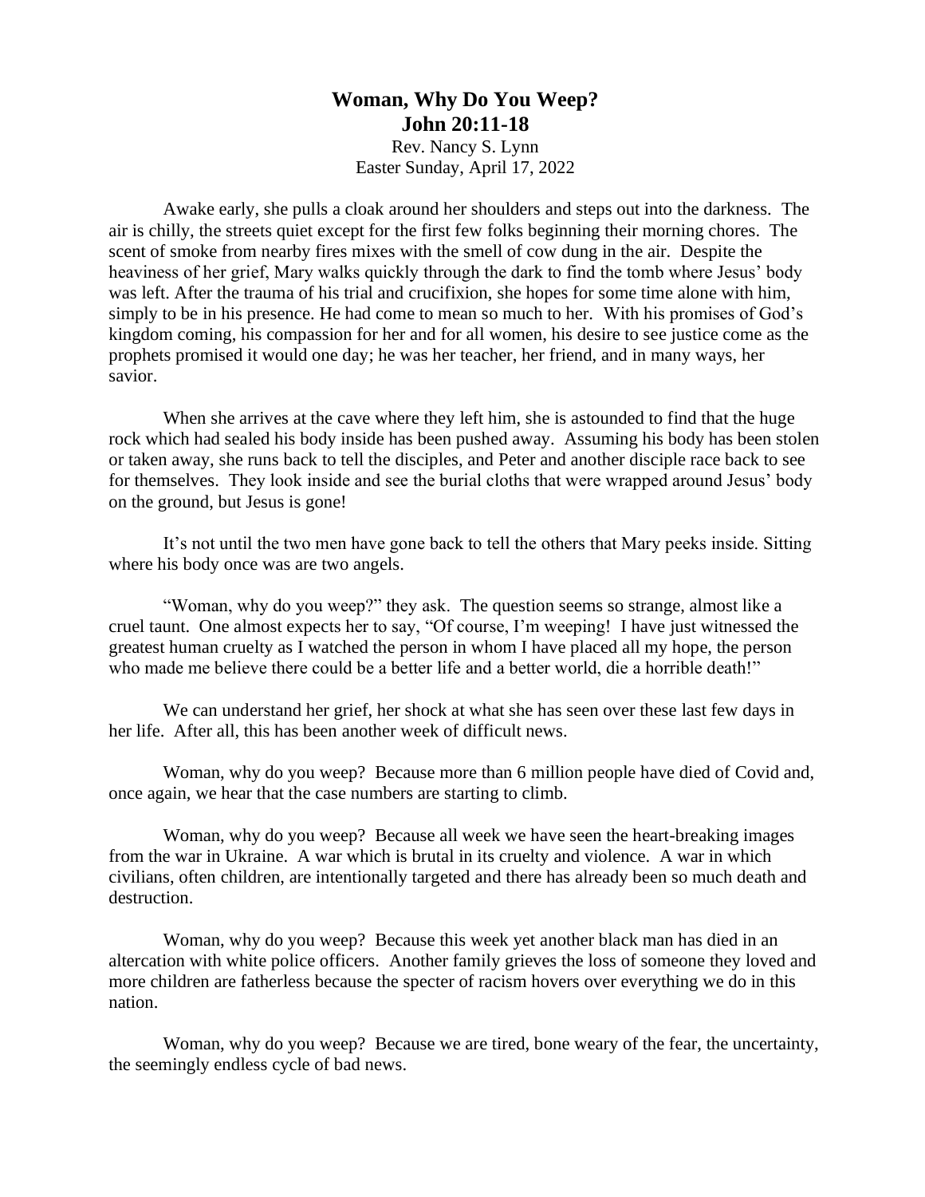# Woman, Why Do You Weep?
## John 20:11-18

Rev. Nancy S. Lynn
Easter Sunday, April 17, 2022

Awake early, she pulls a cloak around her shoulders and steps out into the darkness. The air is chilly, the streets quiet except for the first few folks beginning their morning chores. The scent of smoke from nearby fires mixes with the smell of cow dung in the air. Despite the heaviness of her grief, Mary walks quickly through the dark to find the tomb where Jesus' body was left. After the trauma of his trial and crucifixion, she hopes for some time alone with him, simply to be in his presence. He had come to mean so much to her. With his promises of God's kingdom coming, his compassion for her and for all women, his desire to see justice come as the prophets promised it would one day; he was her teacher, her friend, and in many ways, her savior.

When she arrives at the cave where they left him, she is astounded to find that the huge rock which had sealed his body inside has been pushed away. Assuming his body has been stolen or taken away, she runs back to tell the disciples, and Peter and another disciple race back to see for themselves. They look inside and see the burial cloths that were wrapped around Jesus' body on the ground, but Jesus is gone!

It's not until the two men have gone back to tell the others that Mary peeks inside. Sitting where his body once was are two angels.

"Woman, why do you weep?" they ask. The question seems so strange, almost like a cruel taunt. One almost expects her to say, "Of course, I'm weeping! I have just witnessed the greatest human cruelty as I watched the person in whom I have placed all my hope, the person who made me believe there could be a better life and a better world, die a horrible death!"

We can understand her grief, her shock at what she has seen over these last few days in her life. After all, this has been another week of difficult news.

Woman, why do you weep? Because more than 6 million people have died of Covid and, once again, we hear that the case numbers are starting to climb.

Woman, why do you weep? Because all week we have seen the heart-breaking images from the war in Ukraine. A war which is brutal in its cruelty and violence. A war in which civilians, often children, are intentionally targeted and there has already been so much death and destruction.

Woman, why do you weep? Because this week yet another black man has died in an altercation with white police officers. Another family grieves the loss of someone they loved and more children are fatherless because the specter of racism hovers over everything we do in this nation.

Woman, why do you weep? Because we are tired, bone weary of the fear, the uncertainty, the seemingly endless cycle of bad news.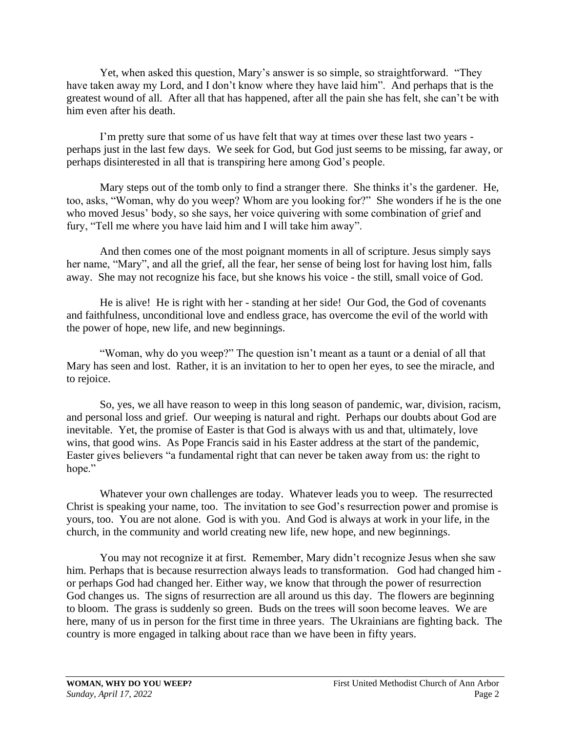Yet, when asked this question, Mary's answer is so simple, so straightforward. "They have taken away my Lord, and I don't know where they have laid him". And perhaps that is the greatest wound of all. After all that has happened, after all the pain she has felt, she can't be with him even after his death.

I'm pretty sure that some of us have felt that way at times over these last two years - perhaps just in the last few days. We seek for God, but God just seems to be missing, far away, or perhaps disinterested in all that is transpiring here among God's people.

Mary steps out of the tomb only to find a stranger there. She thinks it's the gardener. He, too, asks, "Woman, why do you weep? Whom are you looking for?" She wonders if he is the one who moved Jesus' body, so she says, her voice quivering with some combination of grief and fury, "Tell me where you have laid him and I will take him away".

And then comes one of the most poignant moments in all of scripture. Jesus simply says her name, "Mary", and all the grief, all the fear, her sense of being lost for having lost him, falls away. She may not recognize his face, but she knows his voice - the still, small voice of God.

He is alive! He is right with her - standing at her side! Our God, the God of covenants and faithfulness, unconditional love and endless grace, has overcome the evil of the world with the power of hope, new life, and new beginnings.

"Woman, why do you weep?" The question isn't meant as a taunt or a denial of all that Mary has seen and lost. Rather, it is an invitation to her to open her eyes, to see the miracle, and to rejoice.

So, yes, we all have reason to weep in this long season of pandemic, war, division, racism, and personal loss and grief. Our weeping is natural and right. Perhaps our doubts about God are inevitable. Yet, the promise of Easter is that God is always with us and that, ultimately, love wins, that good wins. As Pope Francis said in his Easter address at the start of the pandemic, Easter gives believers "a fundamental right that can never be taken away from us: the right to hope."

Whatever your own challenges are today. Whatever leads you to weep. The resurrected Christ is speaking your name, too. The invitation to see God's resurrection power and promise is yours, too. You are not alone. God is with you. And God is always at work in your life, in the church, in the community and world creating new life, new hope, and new beginnings.

You may not recognize it at first. Remember, Mary didn't recognize Jesus when she saw him. Perhaps that is because resurrection always leads to transformation. God had changed him - or perhaps God had changed her. Either way, we know that through the power of resurrection God changes us. The signs of resurrection are all around us this day. The flowers are beginning to bloom. The grass is suddenly so green. Buds on the trees will soon become leaves. We are here, many of us in person for the first time in three years. The Ukrainians are fighting back. The country is more engaged in talking about race than we have been in fifty years.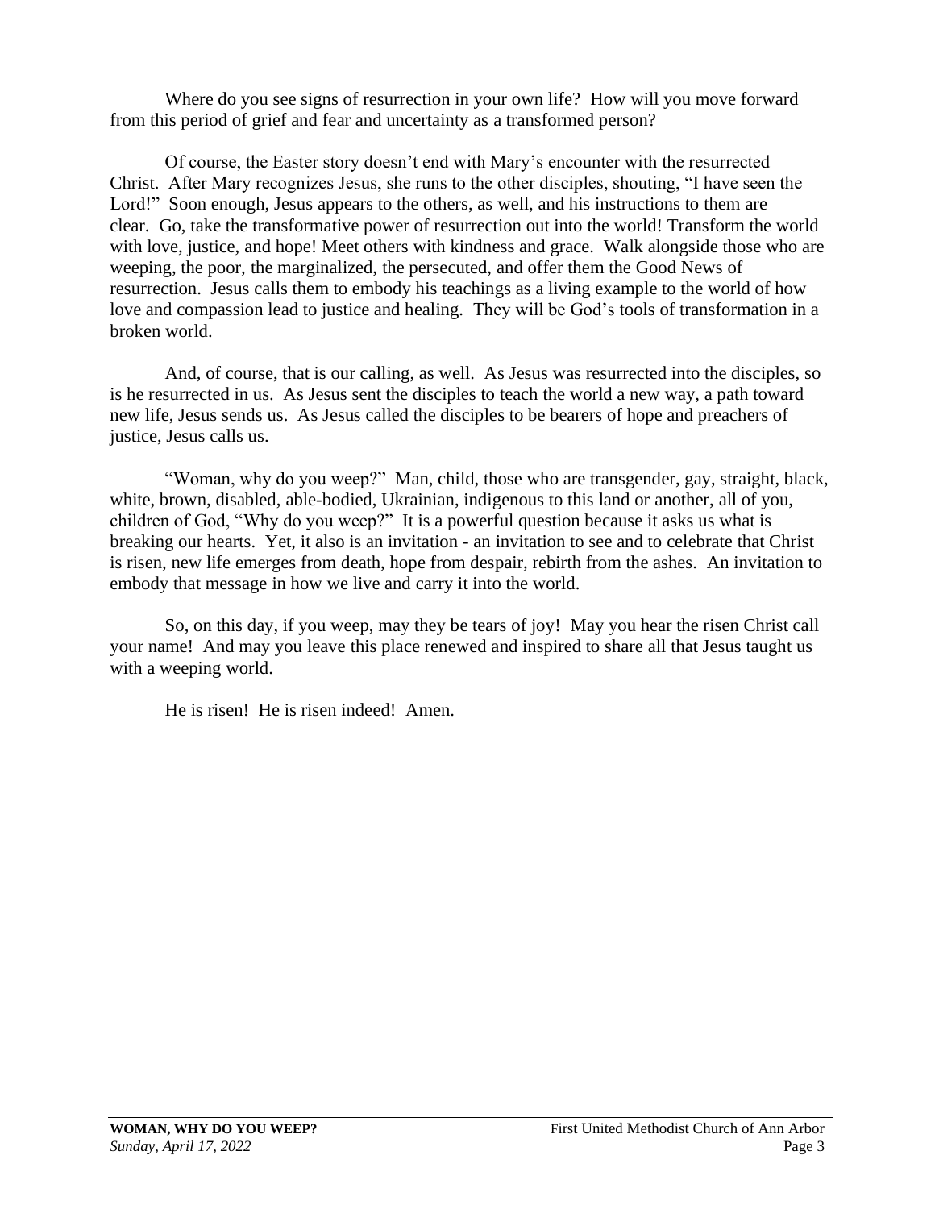Where do you see signs of resurrection in your own life? How will you move forward from this period of grief and fear and uncertainty as a transformed person?

Of course, the Easter story doesn't end with Mary's encounter with the resurrected Christ. After Mary recognizes Jesus, she runs to the other disciples, shouting, "I have seen the Lord!" Soon enough, Jesus appears to the others, as well, and his instructions to them are clear. Go, take the transformative power of resurrection out into the world! Transform the world with love, justice, and hope! Meet others with kindness and grace. Walk alongside those who are weeping, the poor, the marginalized, the persecuted, and offer them the Good News of resurrection. Jesus calls them to embody his teachings as a living example to the world of how love and compassion lead to justice and healing. They will be God's tools of transformation in a broken world.

And, of course, that is our calling, as well. As Jesus was resurrected into the disciples, so is he resurrected in us. As Jesus sent the disciples to teach the world a new way, a path toward new life, Jesus sends us. As Jesus called the disciples to be bearers of hope and preachers of justice, Jesus calls us.

"Woman, why do you weep?" Man, child, those who are transgender, gay, straight, black, white, brown, disabled, able-bodied, Ukrainian, indigenous to this land or another, all of you, children of God, "Why do you weep?" It is a powerful question because it asks us what is breaking our hearts. Yet, it also is an invitation - an invitation to see and to celebrate that Christ is risen, new life emerges from death, hope from despair, rebirth from the ashes. An invitation to embody that message in how we live and carry it into the world.

So, on this day, if you weep, may they be tears of joy! May you hear the risen Christ call your name! And may you leave this place renewed and inspired to share all that Jesus taught us with a weeping world.

He is risen! He is risen indeed! Amen.